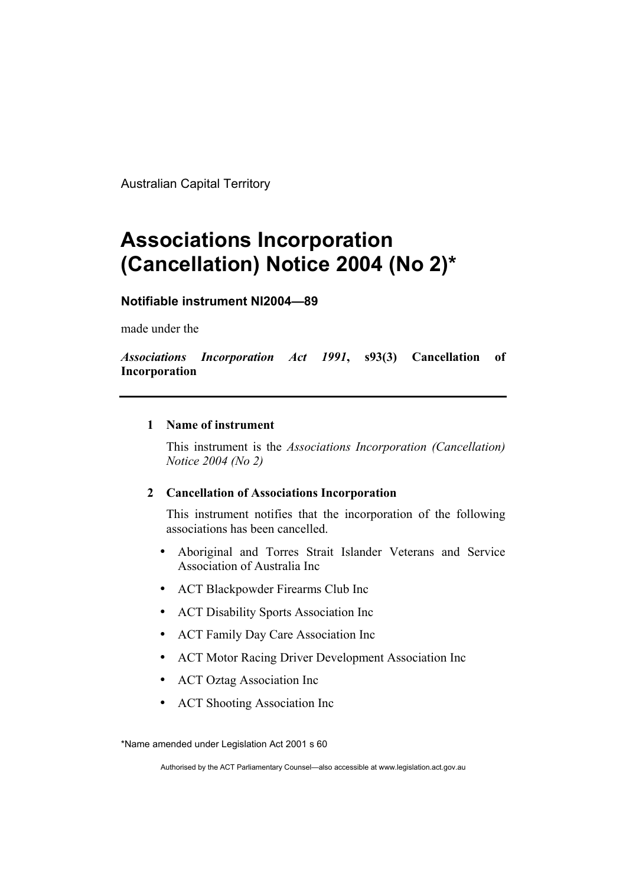Australian Capital Territory

# Associations Incorporation (Cancellation) Notice 2004 (No 2)*

**Notifiable instrument NI2004—89**

made under the

***Associations Incorporation Act 1991*, s93(3) Cancellation of Incorporation**

---

## 1 Name of instrument

This instrument is the *Associations Incorporation (Cancellation) Notice 2004 (No 2)*

## 2 Cancellation of Associations Incorporation

This instrument notifies that the incorporation of the following associations has been cancelled.

- Aboriginal and Torres Strait Islander Veterans and Service Association of Australia Inc
- ACT Blackpowder Firearms Club Inc
- ACT Disability Sports Association Inc
- ACT Family Day Care Association Inc
- ACT Motor Racing Driver Development Association Inc
- ACT Oztag Association Inc
- ACT Shooting Association Inc

*Name amended under Legislation Act 2001 s 60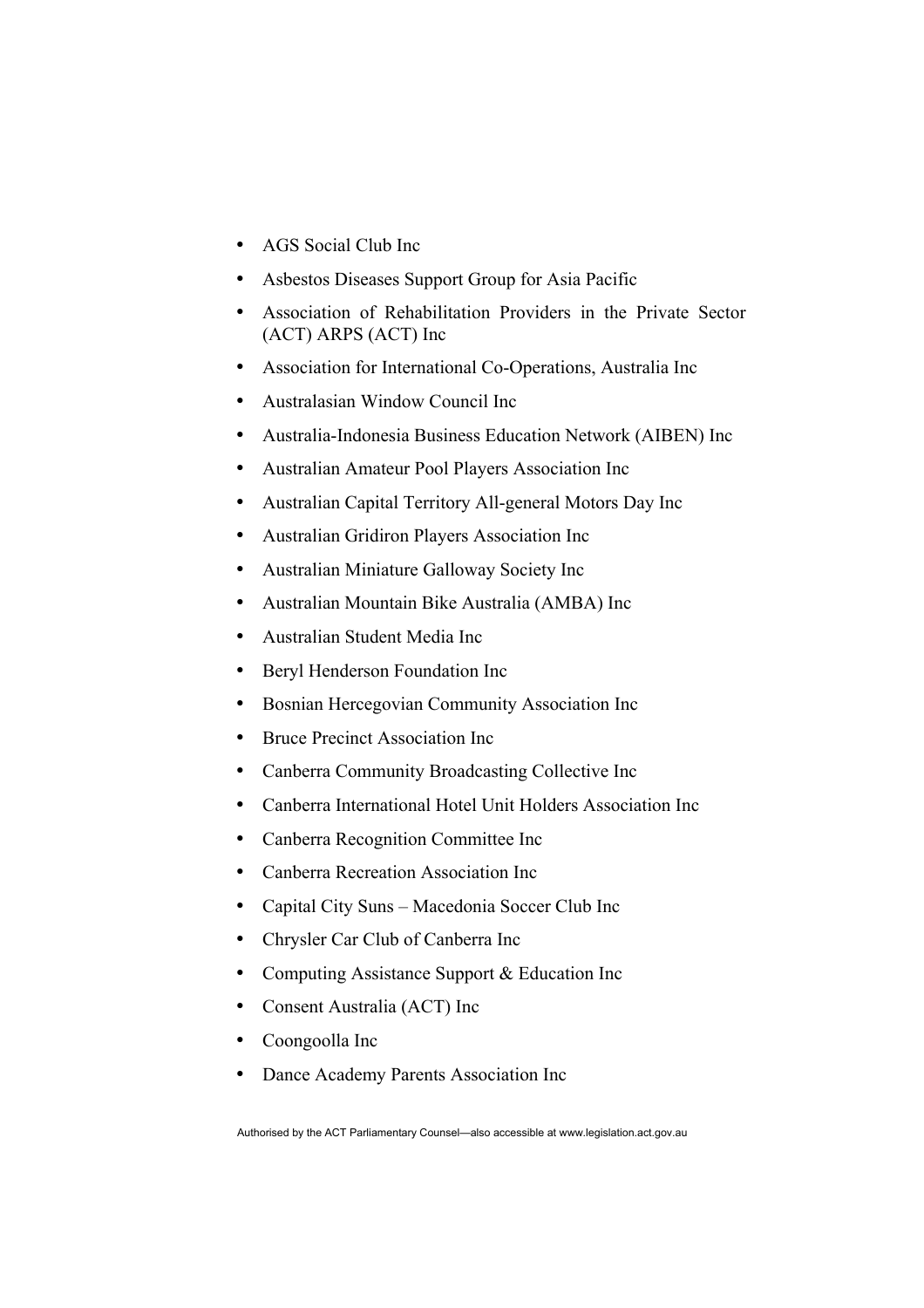- AGS Social Club Inc
- Asbestos Diseases Support Group for Asia Pacific
- Association of Rehabilitation Providers in the Private Sector (ACT) ARPS (ACT) Inc
- Association for International Co-Operations, Australia Inc
- Australasian Window Council Inc
- Australia-Indonesia Business Education Network (AIBEN) Inc
- Australian Amateur Pool Players Association Inc
- Australian Capital Territory All-general Motors Day Inc
- Australian Gridiron Players Association Inc
- Australian Miniature Galloway Society Inc
- Australian Mountain Bike Australia (AMBA) Inc
- Australian Student Media Inc
- Beryl Henderson Foundation Inc
- Bosnian Hercegovian Community Association Inc
- Bruce Precinct Association Inc
- Canberra Community Broadcasting Collective Inc
- Canberra International Hotel Unit Holders Association Inc
- Canberra Recognition Committee Inc
- Canberra Recreation Association Inc
- Capital City Suns – Macedonia Soccer Club Inc
- Chrysler Car Club of Canberra Inc
- Computing Assistance Support & Education Inc
- Consent Australia (ACT) Inc
- Coongoolla Inc
- Dance Academy Parents Association Inc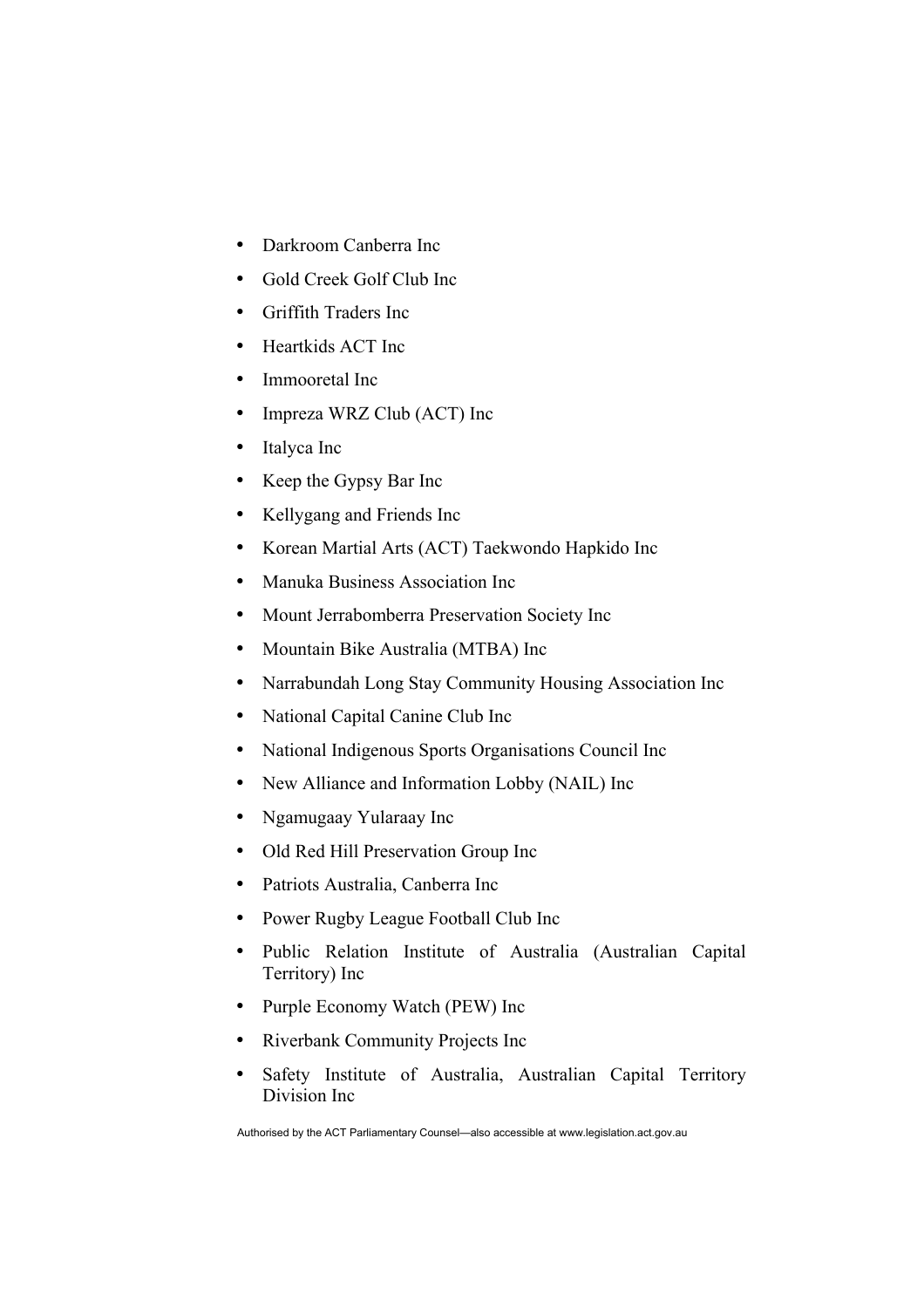- Darkroom Canberra Inc
- Gold Creek Golf Club Inc
- Griffith Traders Inc
- Heartkids ACT Inc
- Immooretal Inc
- Impreza WRZ Club (ACT) Inc
- Italyca Inc
- Keep the Gypsy Bar Inc
- Kellygang and Friends Inc
- Korean Martial Arts (ACT) Taekwondo Hapkido Inc
- Manuka Business Association Inc
- Mount Jerrabomberra Preservation Society Inc
- Mountain Bike Australia (MTBA) Inc
- Narrabundah Long Stay Community Housing Association Inc
- National Capital Canine Club Inc
- National Indigenous Sports Organisations Council Inc
- New Alliance and Information Lobby (NAIL) Inc
- Ngamugaay Yularaay Inc
- Old Red Hill Preservation Group Inc
- Patriots Australia, Canberra Inc
- Power Rugby League Football Club Inc
- Public Relation Institute of Australia (Australian Capital Territory) Inc
- Purple Economy Watch (PEW) Inc
- Riverbank Community Projects Inc
- Safety Institute of Australia, Australian Capital Territory Division Inc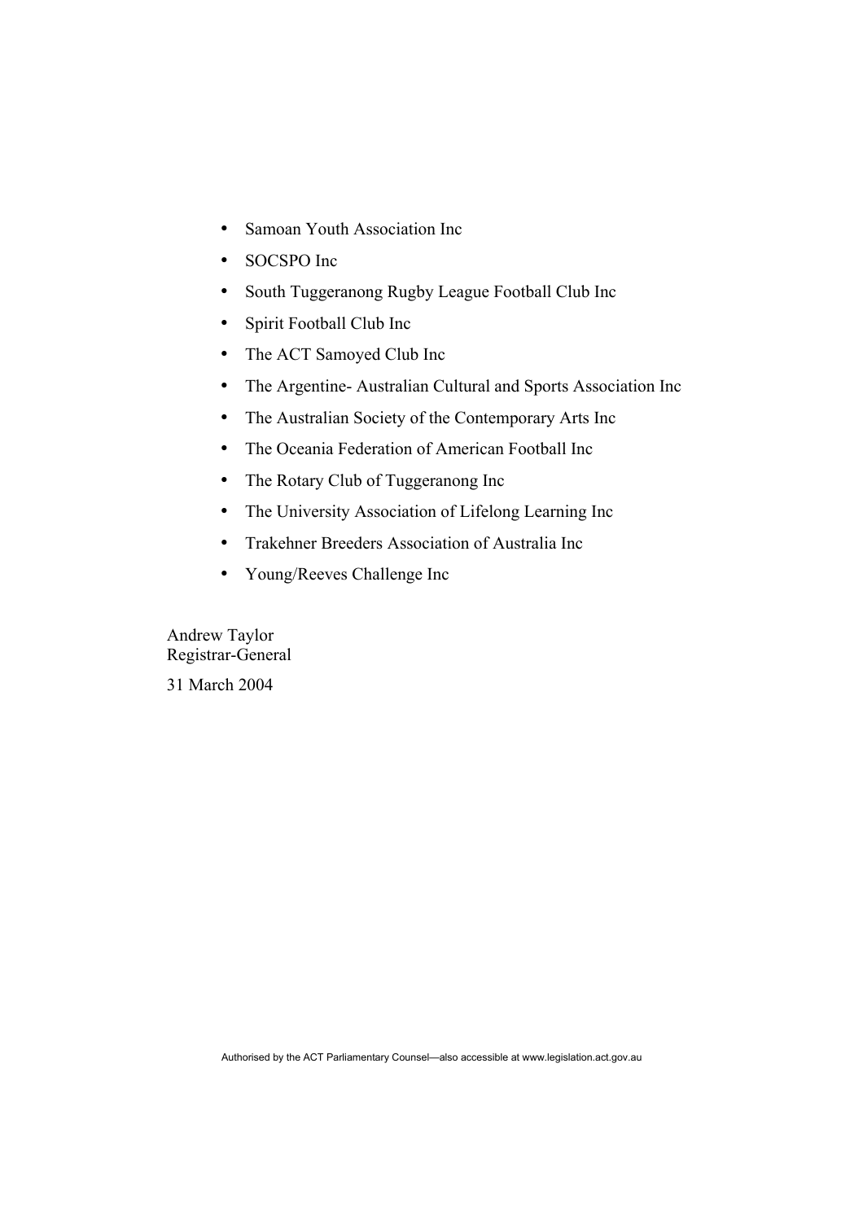- Samoan Youth Association Inc
- SOCSPO Inc
- South Tuggeranong Rugby League Football Club Inc
- Spirit Football Club Inc
- The ACT Samoyed Club Inc
- The Argentine- Australian Cultural and Sports Association Inc
- The Australian Society of the Contemporary Arts Inc
- The Oceania Federation of American Football Inc
- The Rotary Club of Tuggeranong Inc
- The University Association of Lifelong Learning Inc
- Trakehner Breeders Association of Australia Inc
- Young/Reeves Challenge Inc

Andrew Taylor
Registrar-General

31 March 2004